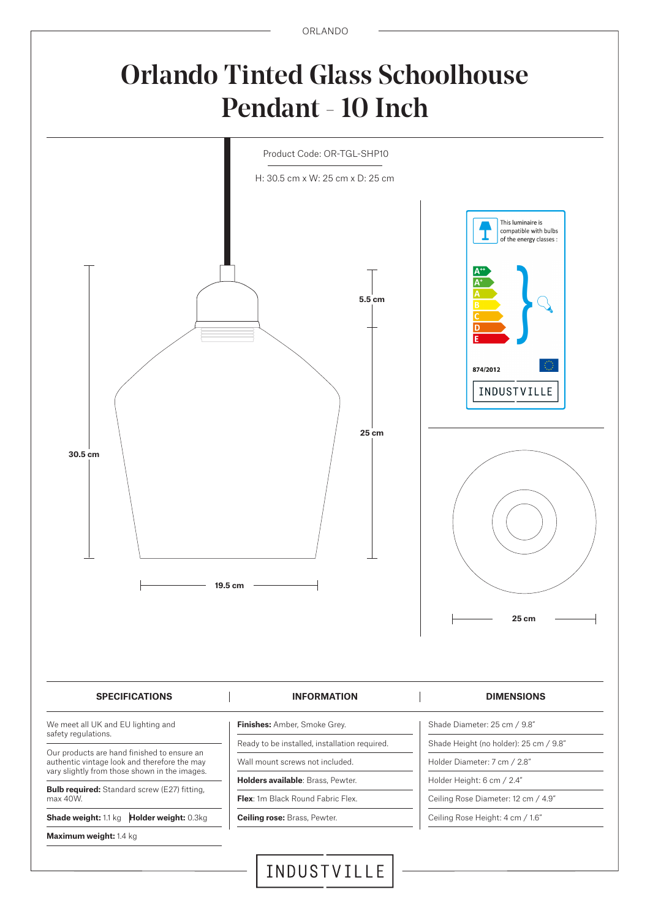# Orlando Tinted Glass Schoolhouse Pendant - 10 Inch

Product Code: OR-TGL-SHP10

H: 30.5 cm x W: 25 cm x D: 25 cm

30.5 cm

5.5 cm

25 cm

19.5 cm

25 cm

This luminaire is compatible with bulbs of the energy classes :

A++ A+ A B C D E

874/2012

INDUSTVILLE

| SPECIFICATIONS | INFORMATION | DIMENSIONS |
|---|---|---|
| We meet all UK and EU lighting and safety regulations. | **Finishes:** Amber, Smoke Grey. | Shade Diameter: 25 cm / 9.8" |
| Our products are hand finished to ensure an authentic vintage look and therefore the may vary slightly from those shown in the images. | Ready to be installed, installation required. | Shade Height (no holder): 25 cm / 9.8" |
| **Bulb required:** Standard screw (E27) fitting, max 40W. | Wall mount screws not included. | Holder Diameter: 7 cm / 2.8" |
| **Shade weight:** 1.1 kg **Holder weight:** 0.3kg | **Holders available**: Brass, Pewter. | Holder Height: 6 cm / 2.4" |
| **Maximum weight:** 1.4 kg | **Flex**: 1m Black Round Fabric Flex. | Ceiling Rose Diameter: 12 cm / 4.9" |
| | **Ceiling rose:** Brass, Pewter. | Ceiling Rose Height: 4 cm / 1.6" |

INDUSTVILLE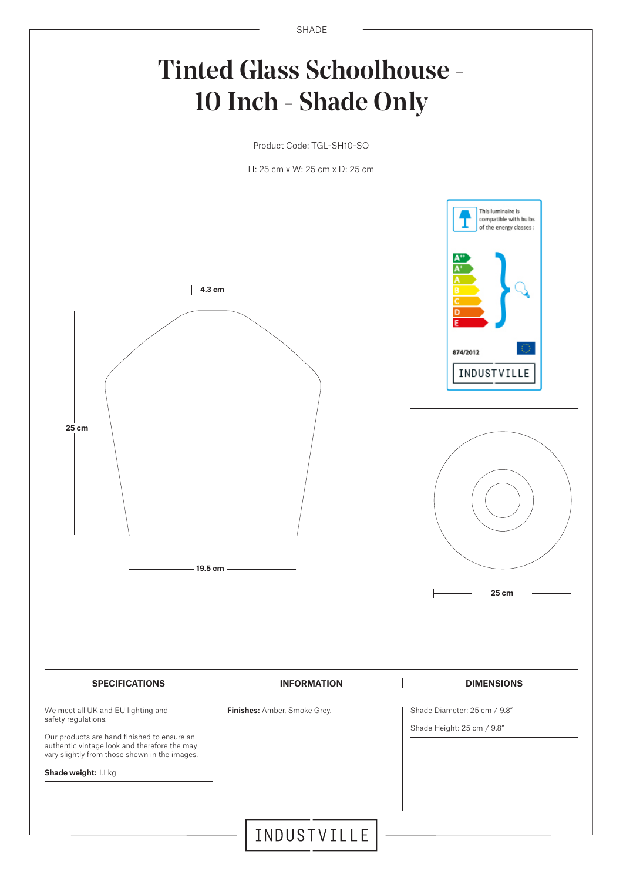SHADE

# Tinted Glass Schoolhouse - 10 Inch - Shade Only

Product Code: TGL-SH10-SO

H: 25 cm x W: 25 cm x D: 25 cm

4.3 cm

25 cm

19.5 cm

This luminaire is compatible with bulbs of the energy classes :

A++
A+
A
B
C
D
E

874/2012

INDUSTVILLE

25 cm

| SPECIFICATIONS | INFORMATION | DIMENSIONS |
|---|---|---|
| We meet all UK and EU lighting and safety regulations. | **Finishes:** Amber, Smoke Grey. | Shade Diameter: 25 cm / 9.8" |
| Our products are hand finished to ensure an authentic vintage look and therefore the may vary slightly from those shown in the images. | | Shade Height: 25 cm / 9.8" |
| **Shade weight:** 1.1 kg | | |

INDUSTVILLE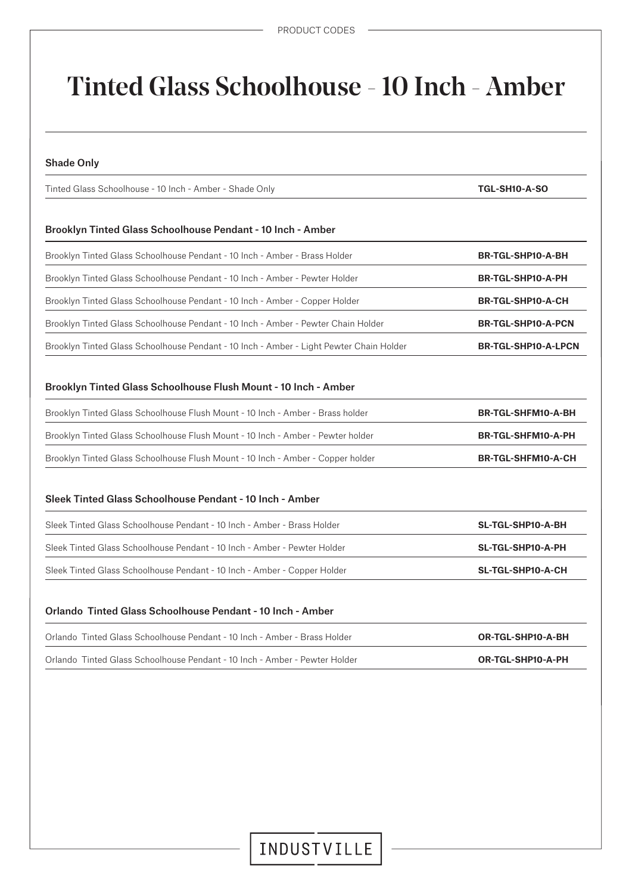# Tinted Glass Schoolhouse - 10 Inch - Amber

### Shade Only

| | |
|---|---|
| Tinted Glass Schoolhouse - 10 Inch - Amber - Shade Only | **TGL-SH10-A-SO** |

### Brooklyn Tinted Glass Schoolhouse Pendant - 10 Inch - Amber

| | |
|---|---|
| Brooklyn Tinted Glass Schoolhouse Pendant - 10 Inch - Amber - Brass Holder | **BR-TGL-SHP10-A-BH** |
| Brooklyn Tinted Glass Schoolhouse Pendant - 10 Inch - Amber - Pewter Holder | **BR-TGL-SHP10-A-PH** |
| Brooklyn Tinted Glass Schoolhouse Pendant - 10 Inch - Amber - Copper Holder | **BR-TGL-SHP10-A-CH** |
| Brooklyn Tinted Glass Schoolhouse Pendant - 10 Inch - Amber - Pewter Chain Holder | **BR-TGL-SHP10-A-PCN** |
| Brooklyn Tinted Glass Schoolhouse Pendant - 10 Inch - Amber - Light Pewter Chain Holder | **BR-TGL-SHP10-A-LPCN** |

### Brooklyn Tinted Glass Schoolhouse Flush Mount - 10 Inch - Amber

| | |
|---|---|
| Brooklyn Tinted Glass Schoolhouse Flush Mount - 10 Inch - Amber - Brass holder | **BR-TGL-SHFM10-A-BH** |
| Brooklyn Tinted Glass Schoolhouse Flush Mount - 10 Inch - Amber - Pewter holder | **BR-TGL-SHFM10-A-PH** |
| Brooklyn Tinted Glass Schoolhouse Flush Mount - 10 Inch - Amber - Copper holder | **BR-TGL-SHFM10-A-CH** |

### Sleek Tinted Glass Schoolhouse Pendant - 10 Inch - Amber

| | |
|---|---|
| Sleek Tinted Glass Schoolhouse Pendant - 10 Inch - Amber - Brass Holder | **SL-TGL-SHP10-A-BH** |
| Sleek Tinted Glass Schoolhouse Pendant - 10 Inch - Amber - Pewter Holder | **SL-TGL-SHP10-A-PH** |
| Sleek Tinted Glass Schoolhouse Pendant - 10 Inch - Amber - Copper Holder | **SL-TGL-SHP10-A-CH** |

### Orlando Tinted Glass Schoolhouse Pendant - 10 Inch - Amber

| | |
|---|---|
| Orlando Tinted Glass Schoolhouse Pendant - 10 Inch - Amber - Brass Holder | **OR-TGL-SHP10-A-BH** |
| Orlando Tinted Glass Schoolhouse Pendant - 10 Inch - Amber - Pewter Holder | **OR-TGL-SHP10-A-PH** |